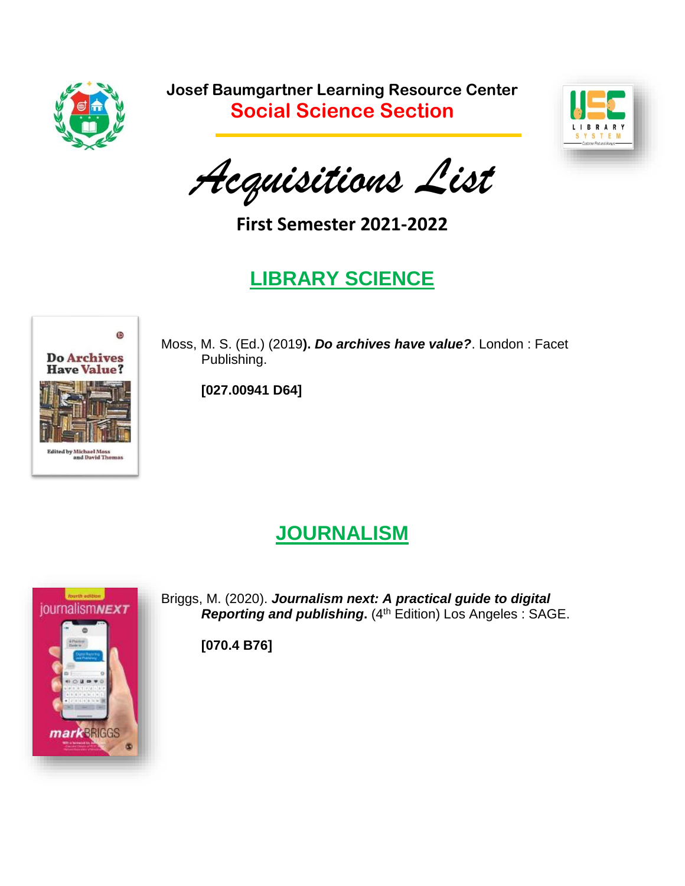**Josef Baumgartner Learning Resource Center**

**Social Science Section**

# *Acquisitions List*

**First Semester 2021-2022**

## LIBRARY SCIENCE

Moss, M. S. (Ed.) (2019**). *Do archives have value?***. London : Facet Publishing.

**[027.00941 D64]**

## JOURNALISM

Briggs, M. (2020). ***Journalism next: A practical guide to digital Reporting and publishing*.** (4th Edition) Los Angeles : SAGE.

**[070.4 B76]**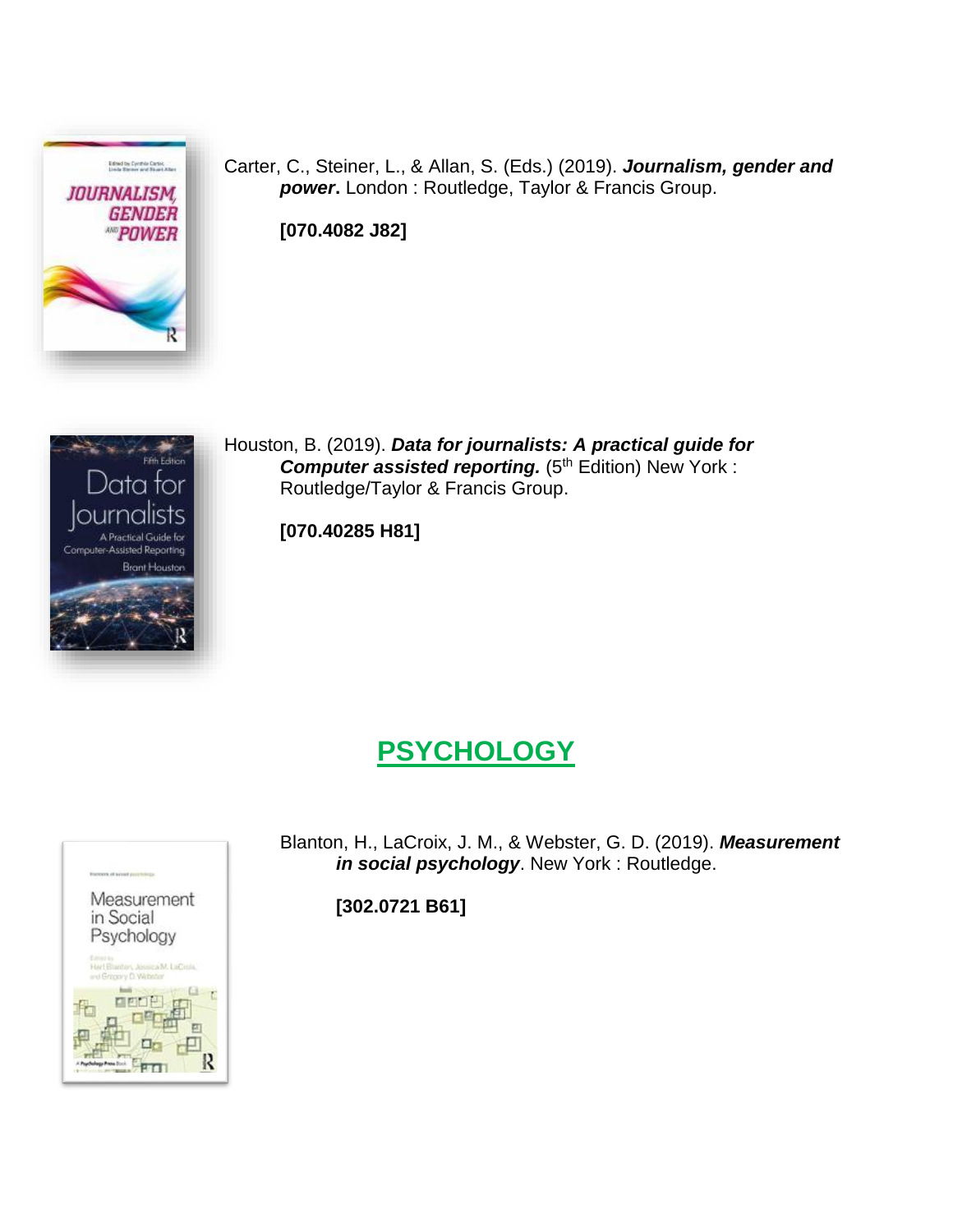Carter, C., Steiner, L., & Allan, S. (Eds.) (2019). ***Journalism, gender and power*.** London : Routledge, Taylor & Francis Group.

**[070.4082 J82]**

Houston, B. (2019). ***Data for journalists: A practical guide for Computer assisted reporting.*** (5th Edition) New York : Routledge/Taylor & Francis Group.

**[070.40285 H81]**

## PSYCHOLOGY

Blanton, H., LaCroix, J. M., & Webster, G. D. (2019). ***Measurement in social psychology***. New York : Routledge.

**[302.0721 B61]**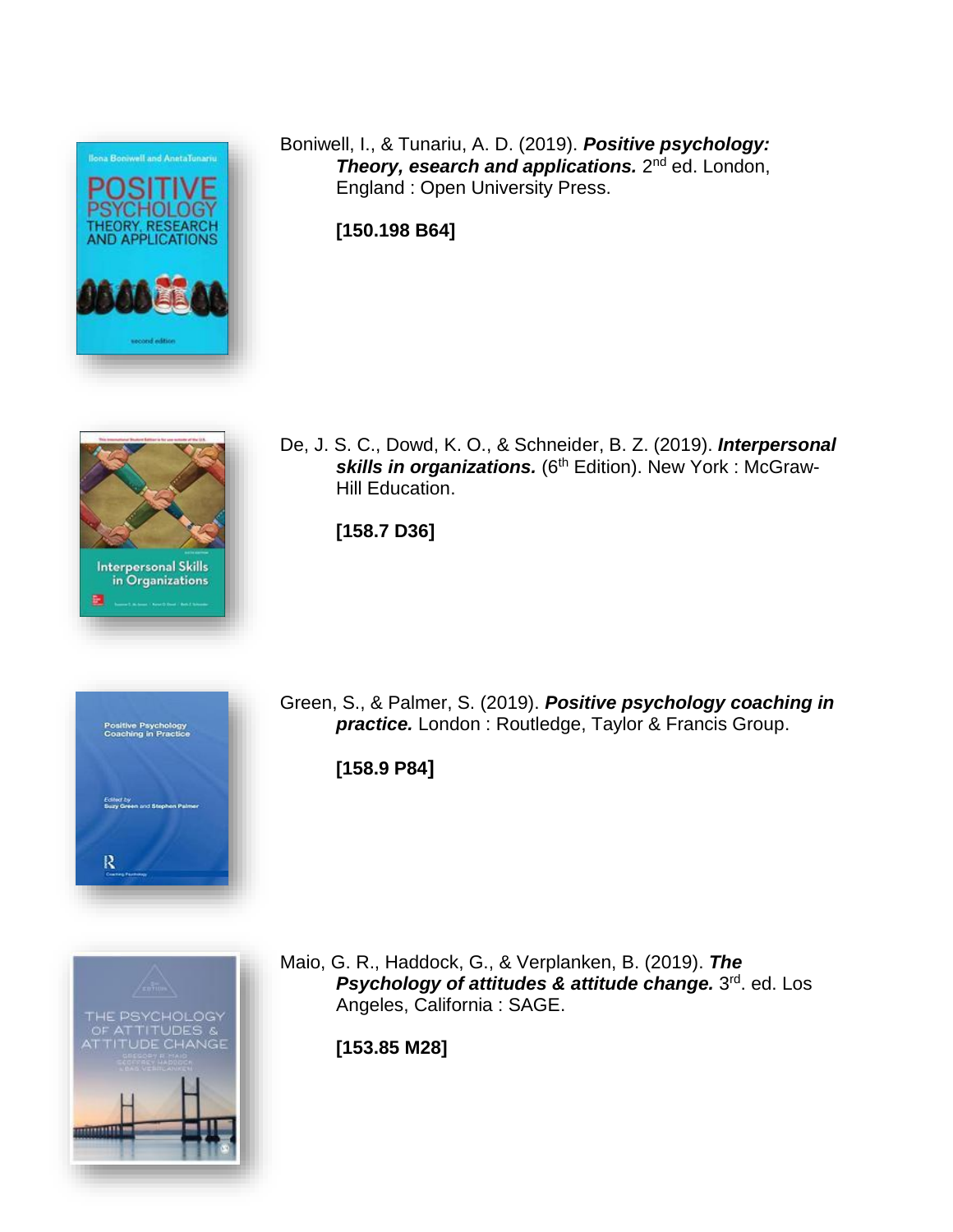Boniwell, I., & Tunariu, A. D. (2019). ***Positive psychology: Theory, esearch and applications.*** 2nd ed. London, England : Open University Press.

**[150.198 B64]**

De, J. S. C., Dowd, K. O., & Schneider, B. Z. (2019). ***Interpersonal skills in organizations.*** (6th Edition). New York : McGraw-Hill Education.

**[158.7 D36]**

Green, S., & Palmer, S. (2019). ***Positive psychology coaching in practice.*** London : Routledge, Taylor & Francis Group.

**[158.9 P84]**

Maio, G. R., Haddock, G., & Verplanken, B. (2019). ***The Psychology of attitudes & attitude change.*** 3rd. ed. Los Angeles, California : SAGE.

**[153.85 M28]**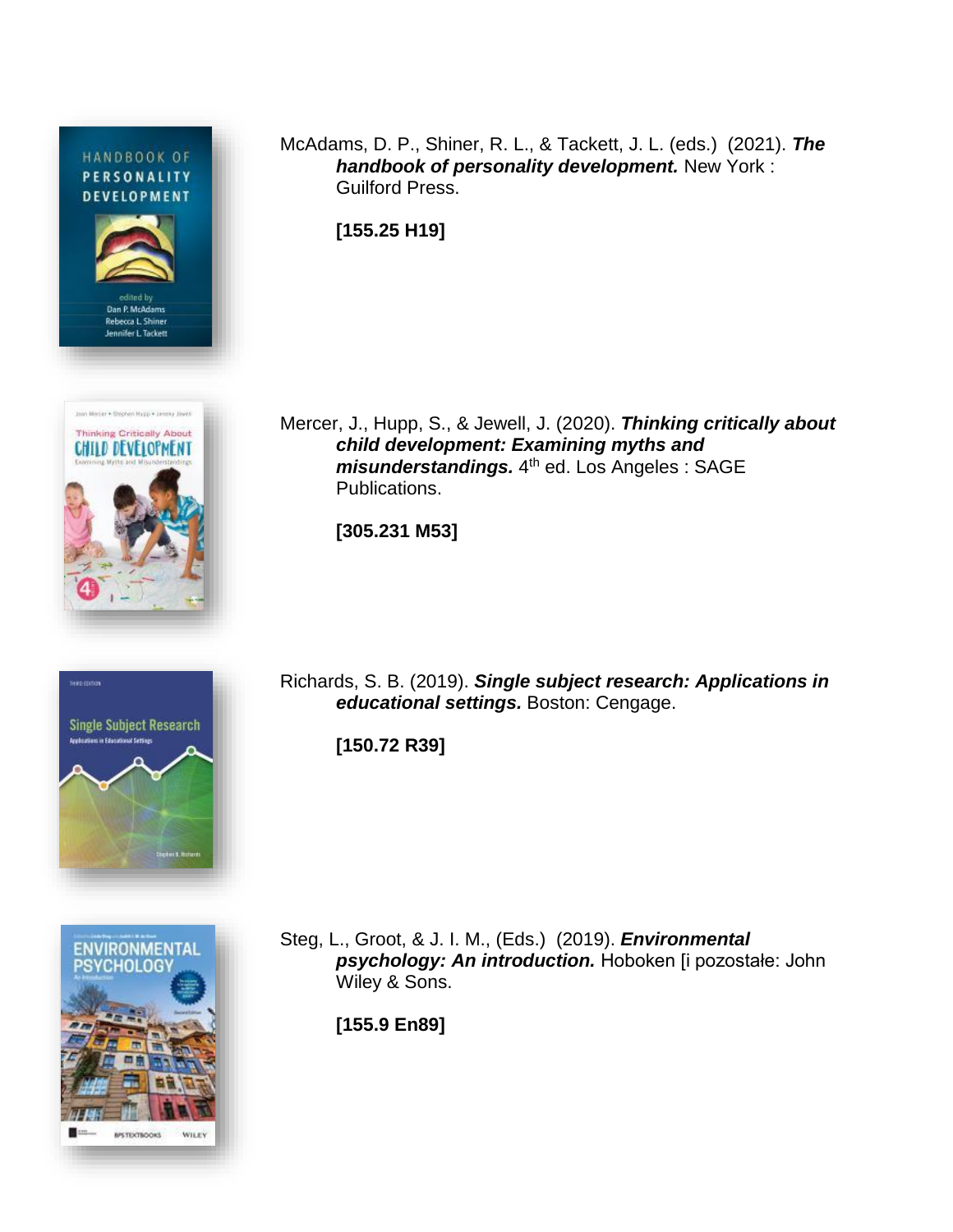McAdams, D. P., Shiner, R. L., & Tackett, J. L. (eds.) (2021). ***The handbook of personality development.*** New York : Guilford Press.

**[155.25 H19]**

Mercer, J., Hupp, S., & Jewell, J. (2020). ***Thinking critically about child development: Examining myths and misunderstandings.*** 4th ed. Los Angeles : SAGE Publications.

**[305.231 M53]**

Richards, S. B. (2019). ***Single subject research: Applications in educational settings.*** Boston: Cengage.

**[150.72 R39]**

Steg, L., Groot, & J. I. M., (Eds.) (2019). ***Environmental psychology: An introduction.*** Hoboken [i pozostałe: John Wiley & Sons.

**[155.9 En89]**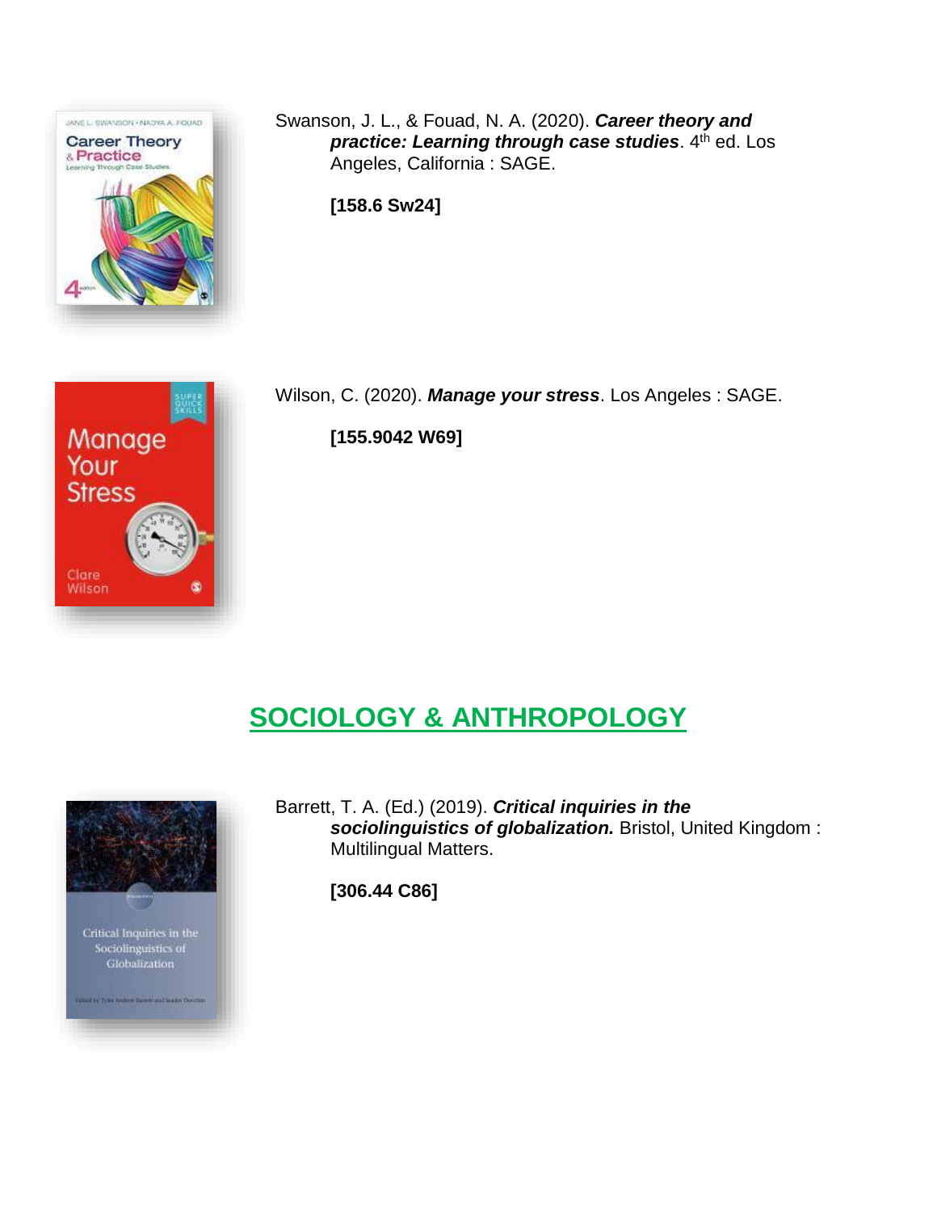Swanson, J. L., & Fouad, N. A. (2020). ***Career theory and practice: Learning through case studies***. 4th ed. Los Angeles, California : SAGE.

**[158.6 Sw24]**

Wilson, C. (2020). ***Manage your stress***. Los Angeles : SAGE.

**[155.9042 W69]**

## SOCIOLOGY & ANTHROPOLOGY

Barrett, T. A. (Ed.) (2019). ***Critical inquiries in the sociolinguistics of globalization.*** Bristol, United Kingdom : Multilingual Matters.

**[306.44 C86]**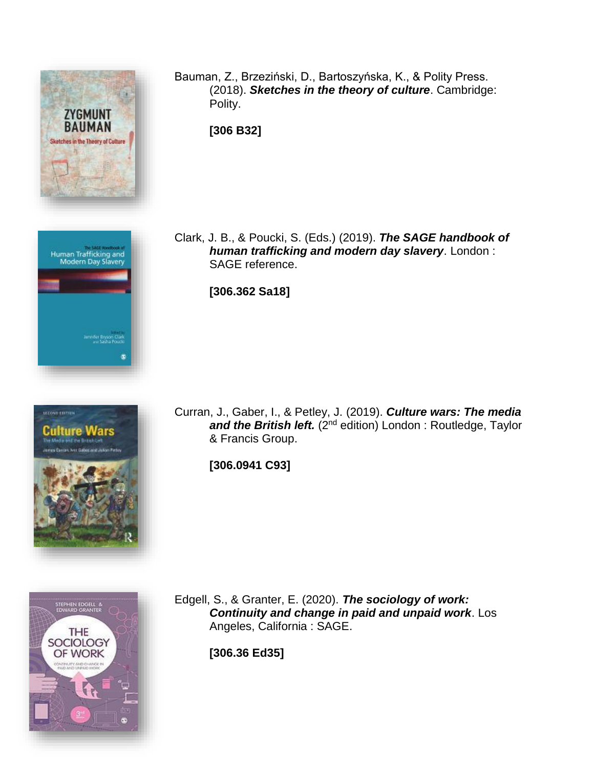Bauman, Z., Brzeziński, D., Bartoszyńska, K., & Polity Press. (2018). ***Sketches in the theory of culture***. Cambridge: Polity.

**[306 B32]**

Clark, J. B., & Poucki, S. (Eds.) (2019). ***The SAGE handbook of human trafficking and modern day slavery***. London : SAGE reference.

**[306.362 Sa18]**

Curran, J., Gaber, I., & Petley, J. (2019). ***Culture wars: The media and the British left.*** (2nd edition) London : Routledge, Taylor & Francis Group.

**[306.0941 C93]**

Edgell, S., & Granter, E. (2020). ***The sociology of work: Continuity and change in paid and unpaid work***. Los Angeles, California : SAGE.

**[306.36 Ed35]**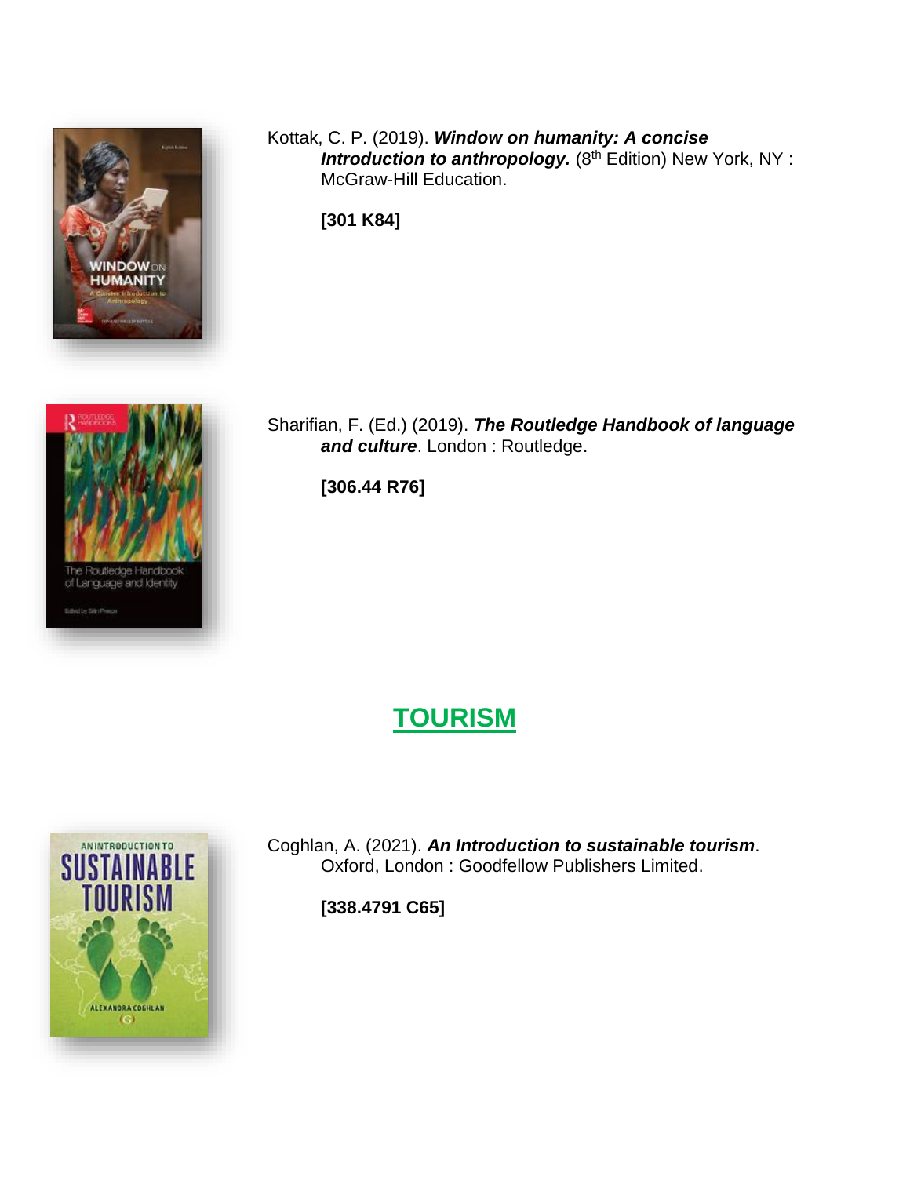Kottak, C. P. (2019). ***Window on humanity: A concise Introduction to anthropology.*** (8th Edition) New York, NY : McGraw-Hill Education.

**[301 K84]**

Sharifian, F. (Ed.) (2019). ***The Routledge Handbook of language and culture***. London : Routledge.

**[306.44 R76]**

## TOURISM

Coghlan, A. (2021). ***An Introduction to sustainable tourism***. Oxford, London : Goodfellow Publishers Limited.

**[338.4791 C65]**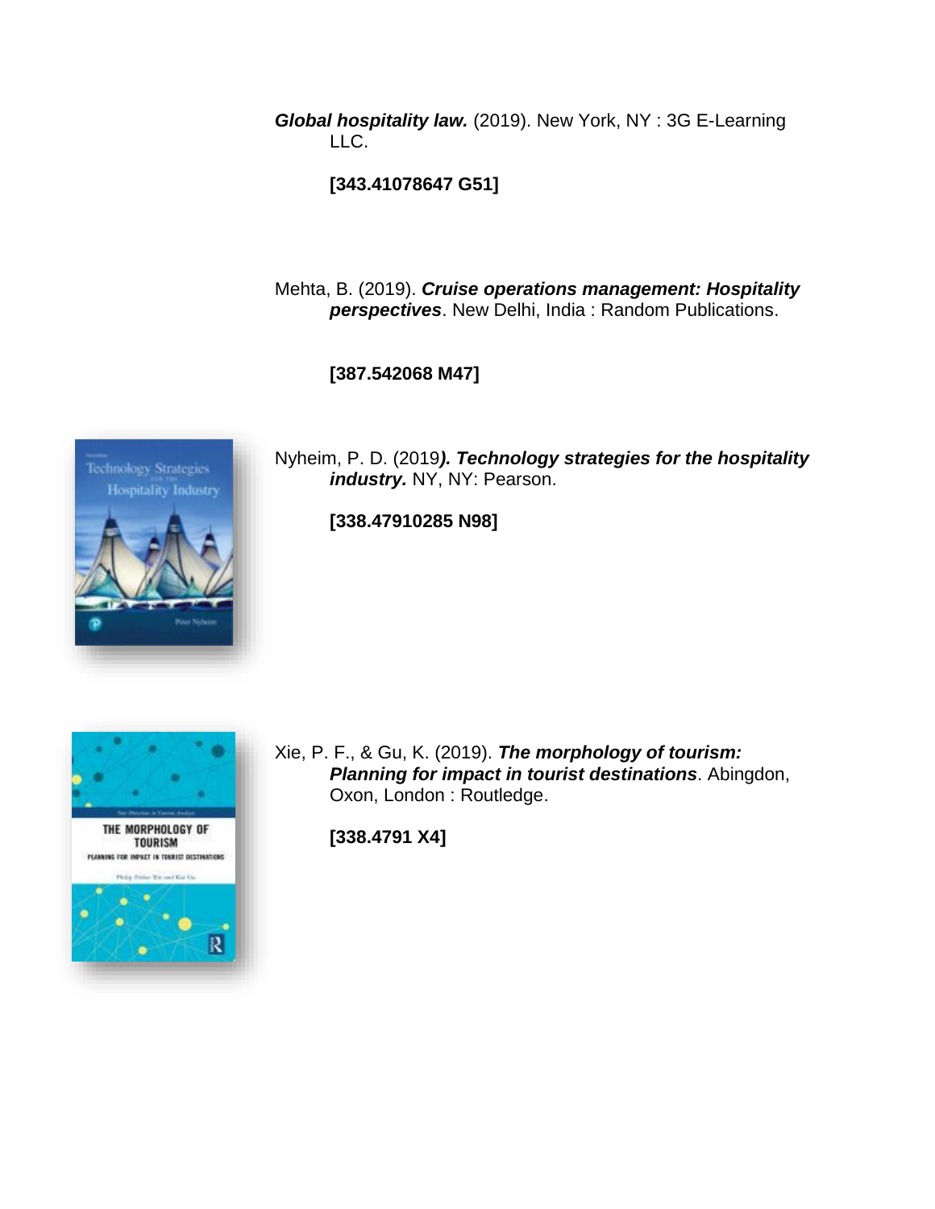***Global hospitality law.*** (2019). New York, NY : 3G E-Learning LLC.

**[343.41078647 G51]**

Mehta, B. (2019). ***Cruise operations management: Hospitality perspectives***. New Delhi, India : Random Publications.

**[387.542068 M47]**

Nyheim, P. D. (2019***). Technology strategies for the hospitality industry.*** NY, NY: Pearson.

**[338.47910285 N98]**

Xie, P. F., & Gu, K. (2019). ***The morphology of tourism: Planning for impact in tourist destinations***. Abingdon, Oxon, London : Routledge.

**[338.4791 X4]**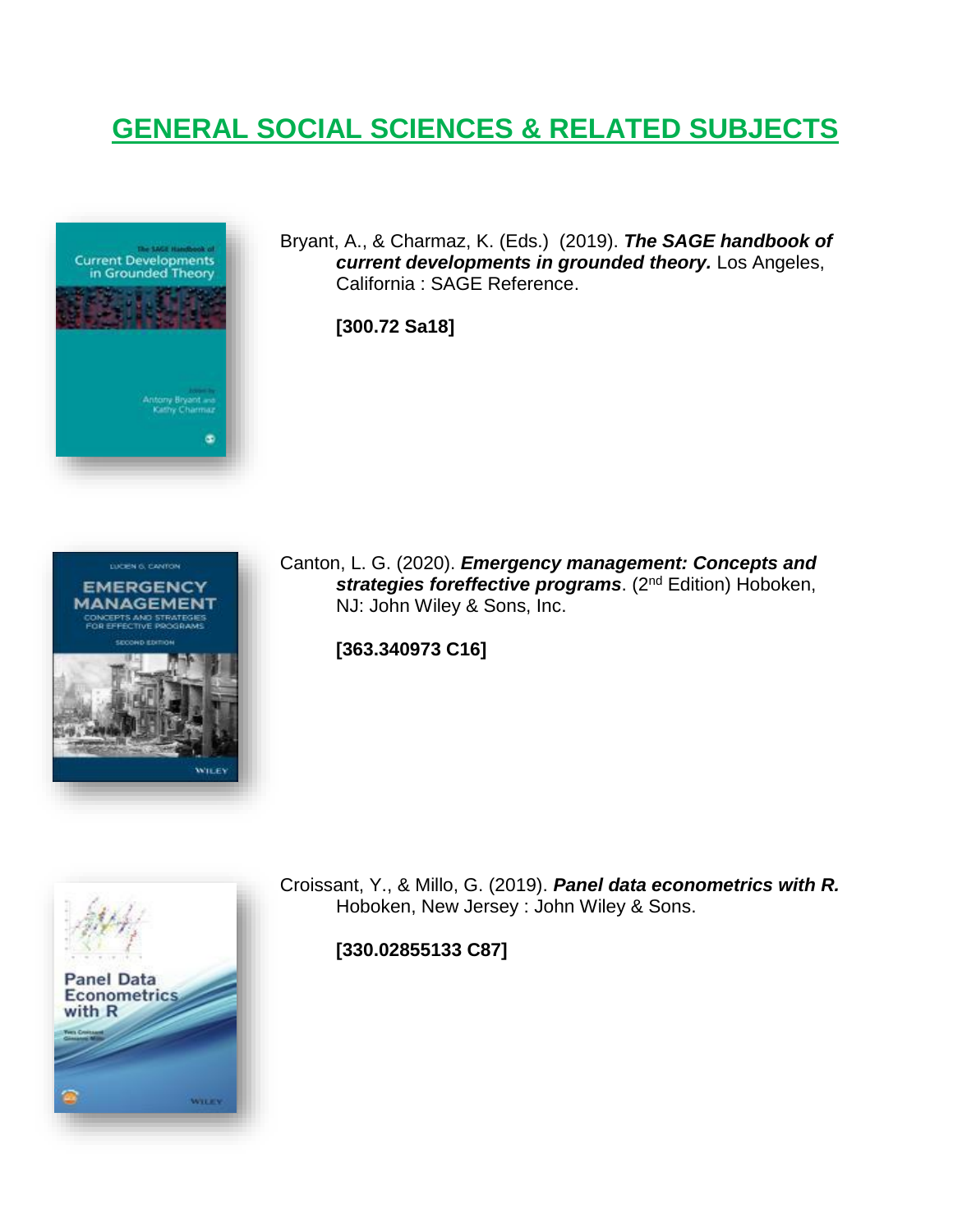# GENERAL SOCIAL SCIENCES & RELATED SUBJECTS

Bryant, A., & Charmaz, K. (Eds.) (2019). ***The SAGE handbook of current developments in grounded theory.*** Los Angeles, California : SAGE Reference.

**[300.72 Sa18]**

Canton, L. G. (2020). ***Emergency management: Concepts and strategies foreffective programs***. (2nd Edition) Hoboken, NJ: John Wiley & Sons, Inc.

**[363.340973 C16]**

Croissant, Y., & Millo, G. (2019). ***Panel data econometrics with R.*** Hoboken, New Jersey : John Wiley & Sons.

**[330.02855133 C87]**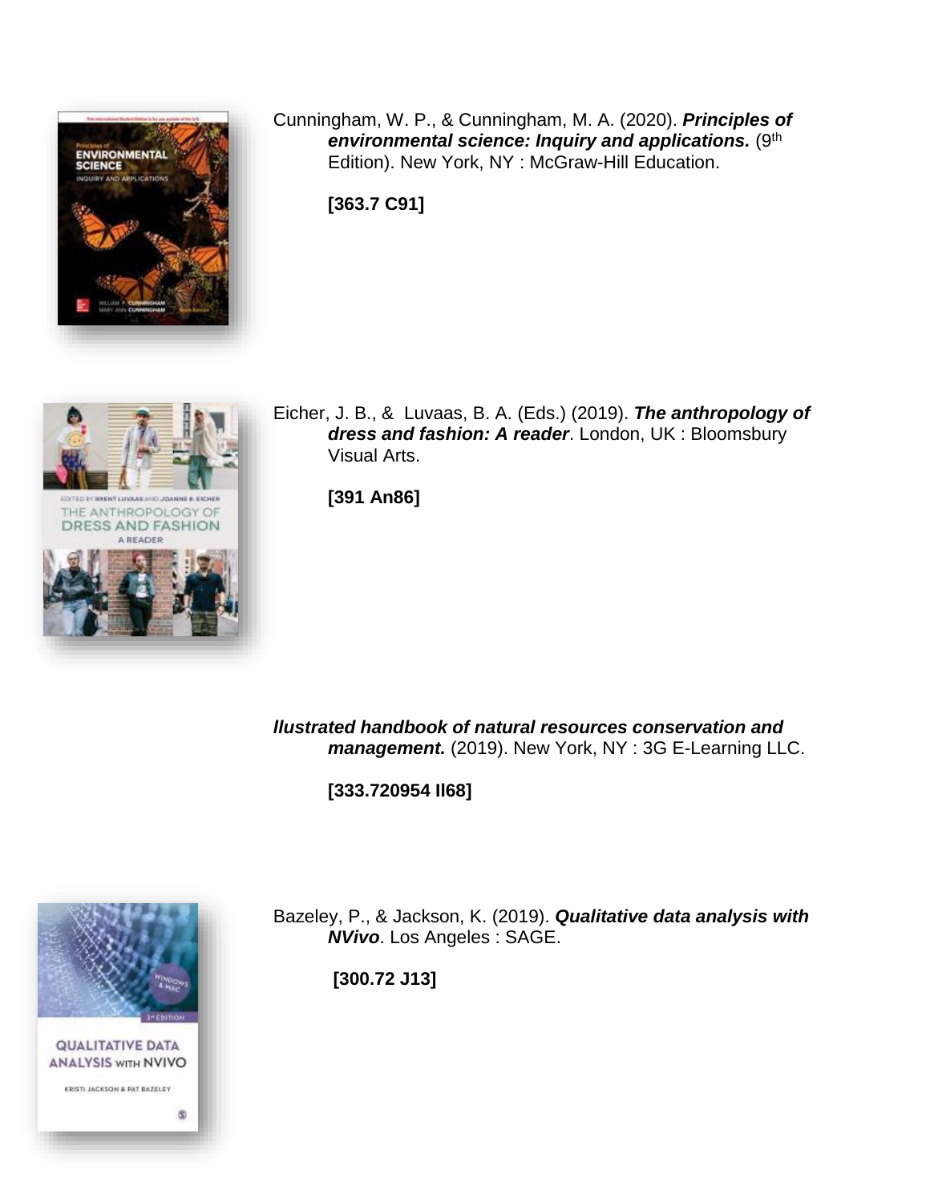Cunningham, W. P., & Cunningham, M. A. (2020). ***Principles of environmental science: Inquiry and applications.*** (9th Edition). New York, NY : McGraw-Hill Education.

**[363.7 C91]**

Eicher, J. B., & Luvaas, B. A. (Eds.) (2019). ***The anthropology of dress and fashion: A reader***. London, UK : Bloomsbury Visual Arts.

**[391 An86]**

***llustrated handbook of natural resources conservation and management.*** (2019). New York, NY : 3G E-Learning LLC.

**[333.720954 Il68]**

Bazeley, P., & Jackson, K. (2019). ***Qualitative data analysis with NVivo***. Los Angeles : SAGE.

**[300.72 J13]**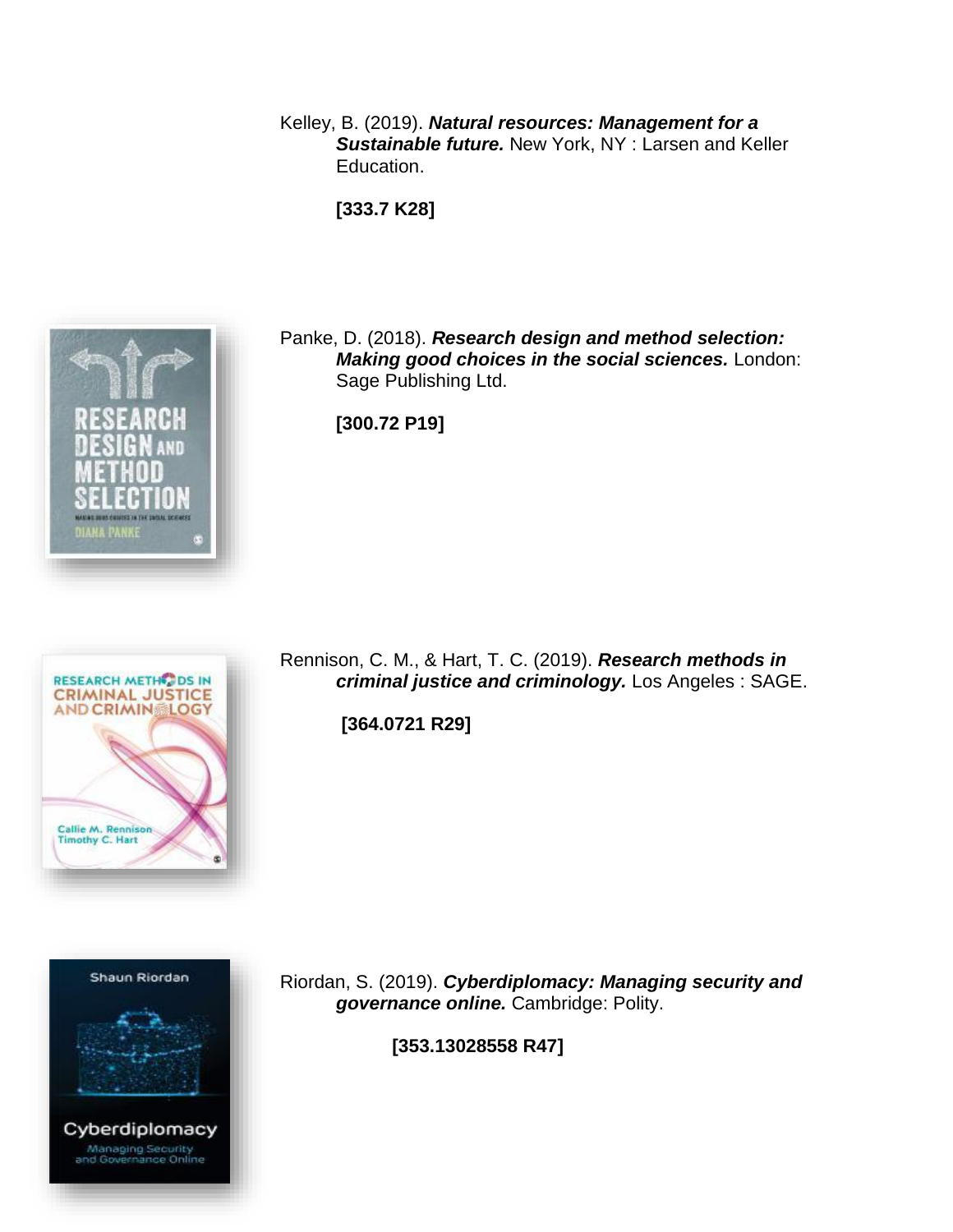Kelley, B. (2019). ***Natural resources: Management for a Sustainable future.*** New York, NY : Larsen and Keller Education.

**[333.7 K28]**

Panke, D. (2018). ***Research design and method selection: Making good choices in the social sciences.*** London: Sage Publishing Ltd.

**[300.72 P19]**

Rennison, C. M., & Hart, T. C. (2019). ***Research methods in criminal justice and criminology.*** Los Angeles : SAGE.

**[364.0721 R29]**

Riordan, S. (2019). ***Cyberdiplomacy: Managing security and governance online.*** Cambridge: Polity.

**[353.13028558 R47]**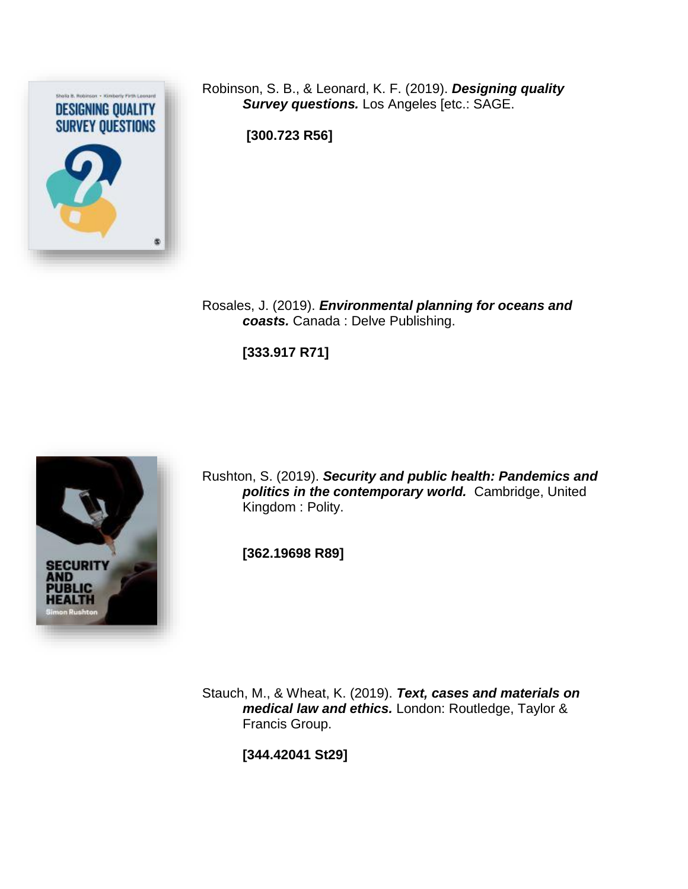Robinson, S. B., & Leonard, K. F. (2019). ***Designing quality Survey questions.*** Los Angeles [etc.: SAGE.

**[300.723 R56]**

Rosales, J. (2019). ***Environmental planning for oceans and coasts.*** Canada : Delve Publishing.

**[333.917 R71]**

Rushton, S. (2019). ***Security and public health: Pandemics and politics in the contemporary world.*** Cambridge, United Kingdom : Polity.

**[362.19698 R89]**

Stauch, M., & Wheat, K. (2019). ***Text, cases and materials on medical law and ethics.*** London: Routledge, Taylor & Francis Group.

**[344.42041 St29]**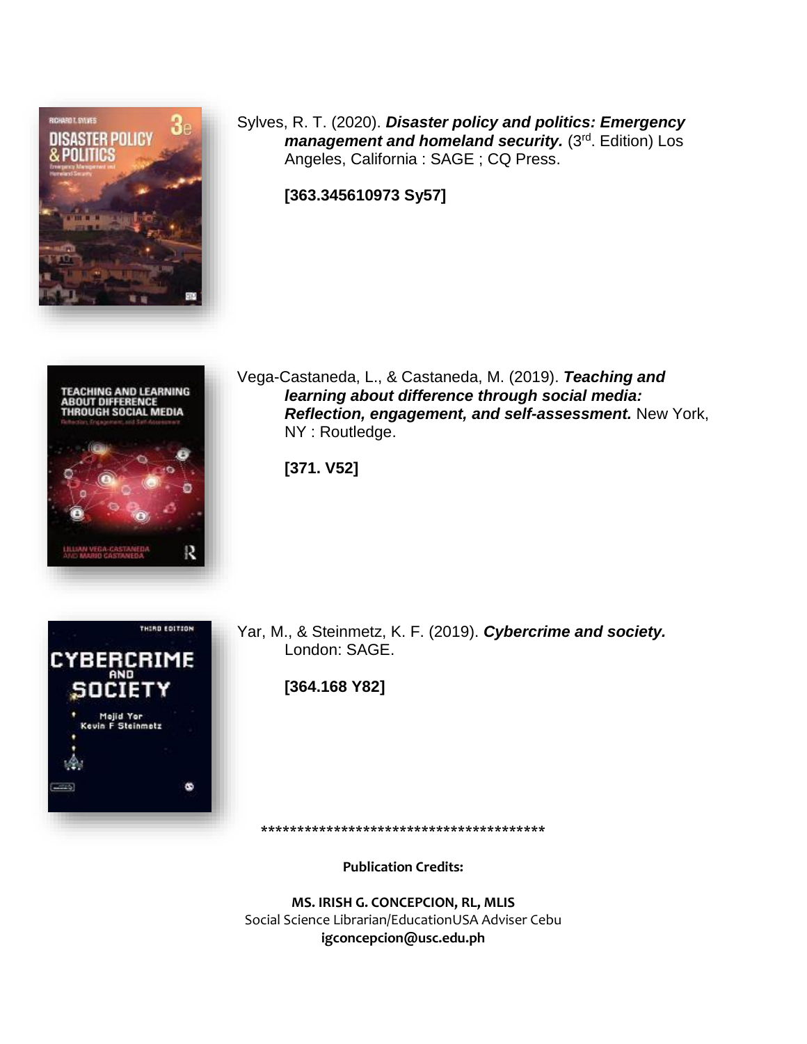Sylves, R. T. (2020). ***Disaster policy and politics: Emergency management and homeland security.*** (3rd. Edition) Los Angeles, California : SAGE ; CQ Press.

**[363.345610973 Sy57]**

Vega-Castaneda, L., & Castaneda, M. (2019). ***Teaching and learning about difference through social media: Reflection, engagement, and self-assessment.*** New York, NY : Routledge.

**[371. V52]**

Yar, M., & Steinmetz, K. F. (2019). ***Cybercrime and society.*** London: SAGE.

**[364.168 Y82]**

***************************************

**Publication Credits:**

**MS. IRISH G. CONCEPCION, RL, MLIS**
Social Science Librarian/EducationUSA Adviser Cebu
**igconcepcion@usc.edu.ph**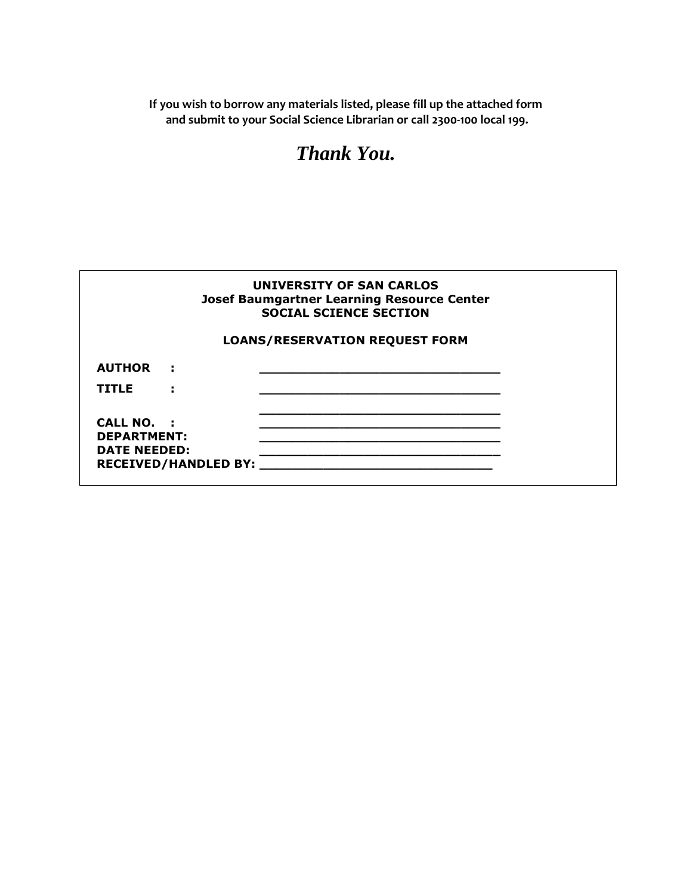**If you wish to borrow any materials listed, please fill up the attached form and submit to your Social Science Librarian or call 2300-100 local 199.**

***Thank You.***

**UNIVERSITY OF SAN CARLOS**
**Josef Baumgartner Learning Resource Center**
**SOCIAL SCIENCE SECTION**

**LOANS/RESERVATION REQUEST FORM**

**AUTHOR :** ________________________________

**TITLE :** ________________________________

________________________________

**CALL NO. :** ________________________________

**DEPARTMENT:** ________________________________

**DATE NEEDED:** ________________________________

**RECEIVED/HANDLED BY:** ______________________________